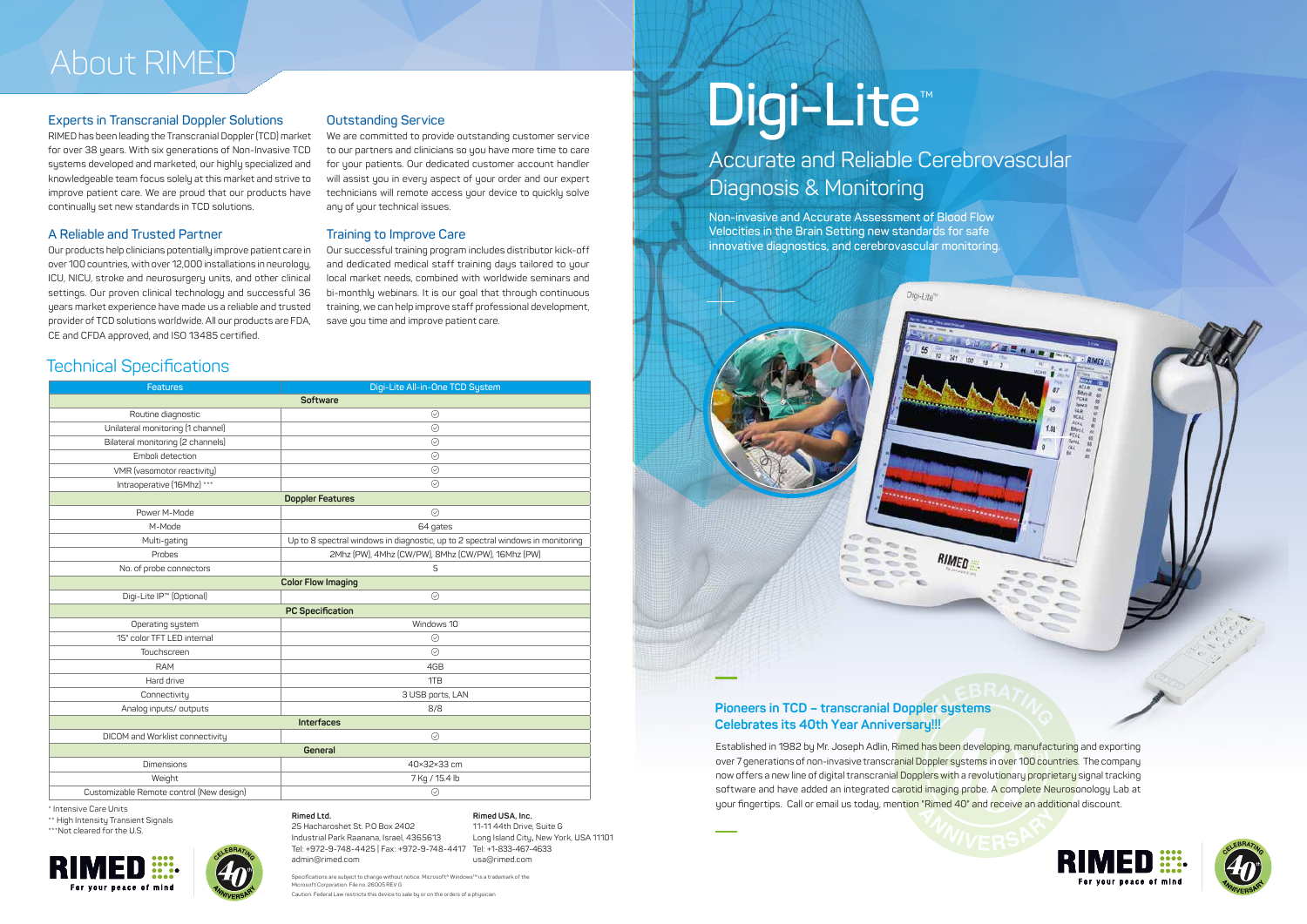# About RIMED

## Experts in Transcranial Doppler Solutions

RIMED has been leading the Transcranial Doppler (TCD) market for over 38 years. With six generations of Non-Invasive TCD systems developed and marketed, our highly specialized and knowledgeable team focus solely at this market and strive to improve patient care. We are proud that our products have continually set new standards in TCD solutions.

## A Reliable and Trusted Partner

Our products help clinicians potentially improve patient care in over 100 countries, with over 12,000 installations in neurology, ICU, NICU, stroke and neurosurgery units, and other clinical settings. Our proven clinical technology and successful 36 years market experience have made us a reliable and trusted provider of TCD solutions worldwide. All our products are FDA, CE and CFDA approved, and ISO 13485 certified.

## Outstanding Service

We are committed to provide outstanding customer service to our partners and clinicians so you have more time to care for your patients. Our dedicated customer account handler will assist you in every aspect of your order and our expert technicians will remote access your device to quickly solve any of your technical issues.

## Training to Improve Care

Our successful training program includes distributor kick-off and dedicated medical staff training days tailored to your local market needs, combined with worldwide seminars and bi-monthly webinars. It is our goal that through continuous training, we can help improve staff professional development, save you time and improve patient care.

## Technical Specifications

| Features | Digi-Lite All-in-One TCD System |
|---|---|
| **Software** | |
| Routine diagnostic | ⊙ |
| Unilateral monitoring (1 channel) | ⊙ |
| Bilateral monitoring (2 channels) | ⊙ |
| Emboli detection | ⊙ |
| VMR (vasomotor reactivity) | ⊙ |
| Intraoperative (16Mhz) *** | ⊙ |
| **Doppler Features** | |
| Power M-Mode | ⊙ |
| M-Mode | 64 gates |
| Multi-gating | Up to 8 spectral windows in diagnostic, up to 2 spectral windows in monitoring |
| Probes | 2Mhz (PW), 4Mhz (CW/PW), 8Mhz (CW/PW), 16Mhz (PW) |
| No. of probe connectors | 5 |
| **Color Flow Imaging** | |
| Digi-Lite IP™ (Optional) | ⊙ |
| **PC Specification** | |
| Operating system | Windows 10 |
| 15" color TFT LED internal | ⊙ |
| Touchscreen | ⊙ |
| RAM | 4GB |
| Hard drive | 1TB |
| Connectivity | 3 USB ports, LAN |
| Analog inputs/ outputs | 8/8 |
| **Interfaces** | |
| DICOM and Worklist connectivity | ⊙ |
| **General** | |
| Dimensions | 40×32×33 cm |
| Weight | 7 Kg / 15.4 lb |
| Customizable Remote control (New design) | ⊙ |

\* Intensive Care Units
\*\* High Intensity Transient Signals
\*\*\*Not cleared for the U.S.

RIMED For your peace of mind

**Rimed Ltd.**
25 Hacharoshet St. P.O Box 2402
Industrial Park Raanana, Israel, 4365613
Tel: +972-9-748-4425 | Fax: +972-9-748-4417
admin@rimed.com

**Rimed USA, Inc.**
11-11 44th Drive, Suite G
Long Island City, New York, USA 11101
Tel: +1-833-467-4633
usa@rimed.com

Specifications are subject to change without notice. Microsoft® Windows™ is a trademark of the Microsoft Corporation. File no. 26005 REV G
Caution: Federal Law restricts this device to sale by or on the orders of a physician

# Digi-Lite™

## Accurate and Reliable Cerebrovascular Diagnosis & Monitoring

Non-invasive and Accurate Assessment of Blood Flow Velocities in the Brain Setting new standards for safe innovative diagnostics, and cerebrovascular monitoring.

### Pioneers in TCD – transcranial Doppler systems Celebrates its 40th Year Anniversary!!!

Established in 1982 by Mr. Joseph Adlin, Rimed has been developing, manufacturing and exporting over 7 generations of non-invasive transcranial Doppler systems in over 100 countries. The company now offers a new line of digital transcranial Dopplers with a revolutionary proprietary signal tracking software and have added an integrated carotid imaging probe. A complete Neurosonology Lab at your fingertips. Call or email us today, mention "Rimed 40" and receive an additional discount.

RIMED For your peace of mind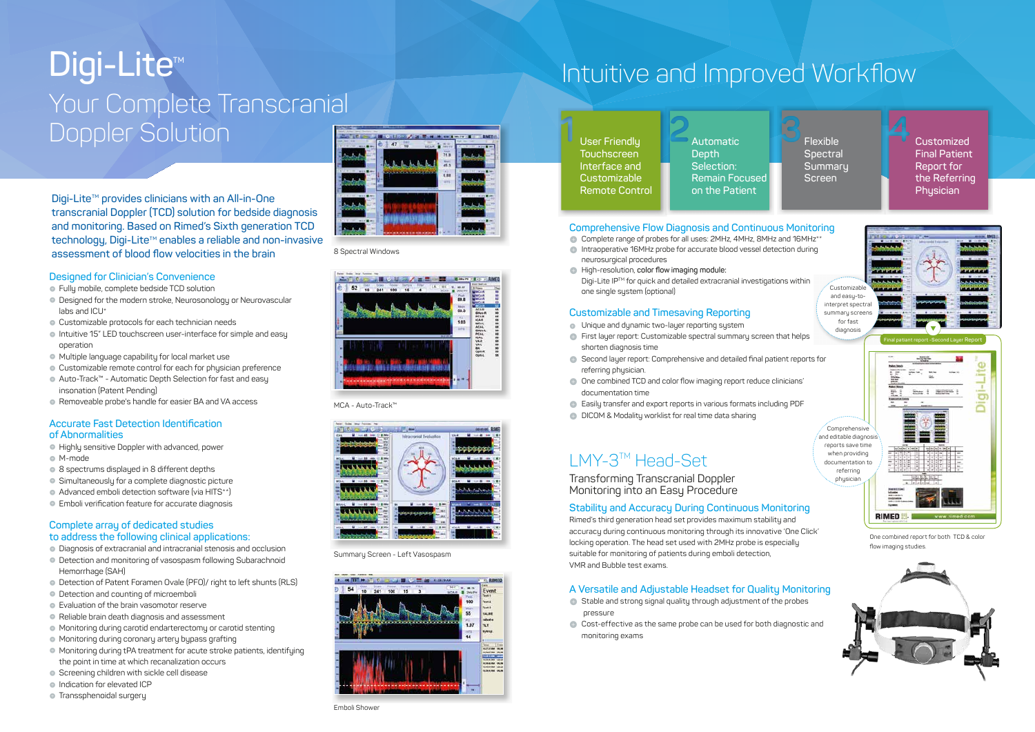# Digi-Lite™

## Your Complete Transcranial Doppler Solution

Digi-Lite™ provides clinicians with an All-in-One transcranial Doppler (TCD) solution for bedside diagnosis and monitoring. Based on Rimed's Sixth generation TCD technology, Digi-Lite™ enables a reliable and non-invasive assessment of blood flow velocities in the brain

### Designed for Clinician's Convenience

- Fully mobile, complete bedside TCD solution
- Designed for the modern stroke, Neurosonology or Neurovascular labs and ICU*
- Customizable protocols for each technician needs
- Intuitive 15" LED touchscreen user-interface for simple and easy operation
- Multiple language capability for local market use
- Customizable remote control for each for physician preference
- Auto-Track™ - Automatic Depth Selection for fast and easy insonation (Patent Pending)
- Removeable probe's handle for easier BA and VA access

### Accurate Fast Detection Identification of Abnormalities

- Highly sensitive Doppler with advanced, power
- M-mode
- 8 spectrums displayed in 8 different depths
- Simultaneously for a complete diagnostic picture
- Advanced emboli detection software (via HITS**)
- Emboli verification feature for accurate diagnosis

### Complete array of dedicated studies to address the following clinical applications:

- Diagnosis of extracranial and intracranial stenosis and occlusion
- Detection and monitoring of vasospasm following Subarachnoid Hemorrhage (SAH)
- Detection of Patent Foramen Ovale (PFO)/ right to left shunts (RLS)
- Detection and counting of microemboli
- Evaluation of the brain vasomotor reserve
- Reliable brain death diagnosis and assessment
- Monitoring during carotid endarterectomy or carotid stenting
- Monitoring during coronary artery bypass grafting
- Monitoring during tPA treatment for acute stroke patients, identifying the point in time at which recanalization occurs
- Screening children with sickle cell disease
- Indication for elevated ICP
- Transsphenoidal surgery

8 Spectral Windows

MCA - Auto-Track™

Summary Screen - Left Vasospasm

Emboli Shower

# Intuitive and Improved Workflow

1. User Friendly Touchscreen Interface and Customizable Remote Control
2. Automatic Depth Selection: Remain Focused on the Patient
3. Flexible Spectral Summary Screen
4. Customized Final Patient Report for the Referring Physician

### Comprehensive Flow Diagnosis and Continuous Monitoring

- Complete range of probes for all uses: 2MHz, 4MHz, 8MHz and 16MHz**
- Intraoperative 16MHz probe for accurate blood vessel detection during neurosurgical procedures
- High-resolution, color flow imaging module: Digi-Lite IP™ for quick and detailed extracranial investigations within one single system (optional)

### Customizable and Timesaving Reporting

- Unique and dynamic two-layer reporting system
- First layer report: Customizable spectral summary screen that helps shorten diagnosis time
- Second layer report: Comprehensive and detailed final patient reports for referring physician.
- One combined TCD and color flow imaging report reduce clinicians' documentation time
- Easily transfer and export reports in various formats including PDF
- DICOM & Modality worklist for real time data sharing

Customizable and easy-to-interpret spectral summary screens for fast diagnosis

Final patient report - Second Layer Report

Comprehensive and editable diagnosis reports save time when providing documentation to referring physician

One combined report for both TCD & color flow imaging studies

## LMY-3™ Head-Set

Transforming Transcranial Doppler Monitoring into an Easy Procedure

### Stability and Accuracy During Continuous Monitoring

Rimed's third generation head set provides maximum stability and accuracy during continuous monitoring through its innovative 'One Click' locking operation. The head set used with 2MHz probe is especially suitable for monitoring of patients during emboli detection, VMR and Bubble test exams.

### A Versatile and Adjustable Headset for Quality Monitoring

- Stable and strong signal quality through adjustment of the probes pressure
- Cost-effective as the same probe can be used for both diagnostic and monitoring exams